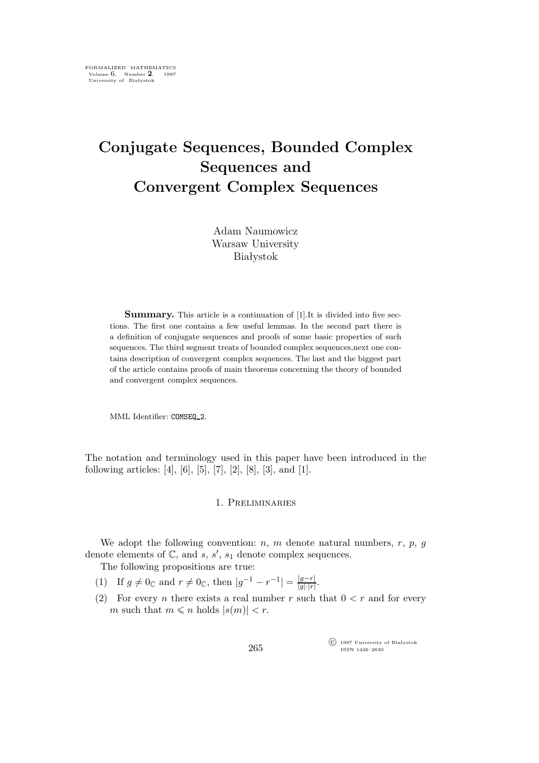# Conjugate Sequences, Bounded Complex Sequences and Convergent Complex Sequences

Adam Naumowicz
Warsaw University
Białystok

**Summary.** This article is a continuation of [1].It is divided into five sections. The first one contains a few useful lemmas. In the second part there is a definition of conjugate sequences and proofs of some basic properties of such sequences. The third segment treats of bounded complex sequences,next one contains description of convergent complex sequences. The last and the biggest part of the article contains proofs of main theorems concerning the theory of bounded and convergent complex sequences.

MML Identifier: COMSEQ_2.

The notation and terminology used in this paper have been introduced in the following articles: [4], [6], [5], [7], [2], [8], [3], and [1].

## 1. Preliminaries

We adopt the following convention: $n$, $m$ denote natural numbers, $r$, $p$, $g$ denote elements of $\mathbb{C}$, and $s$, $s'$, $s_1$ denote complex sequences.

The following propositions are true:

(1) If $g \neq 0_{\mathbb{C}}$ and $r \neq 0_{\mathbb{C}}$, then $|g^{-1} - r^{-1}| = \frac{|g-r|}{|g| \cdot |r|}$.

(2) For every $n$ there exists a real number $r$ such that $0 < r$ and for every $m$ such that $m \leqslant n$ holds $|s(m)| < r$.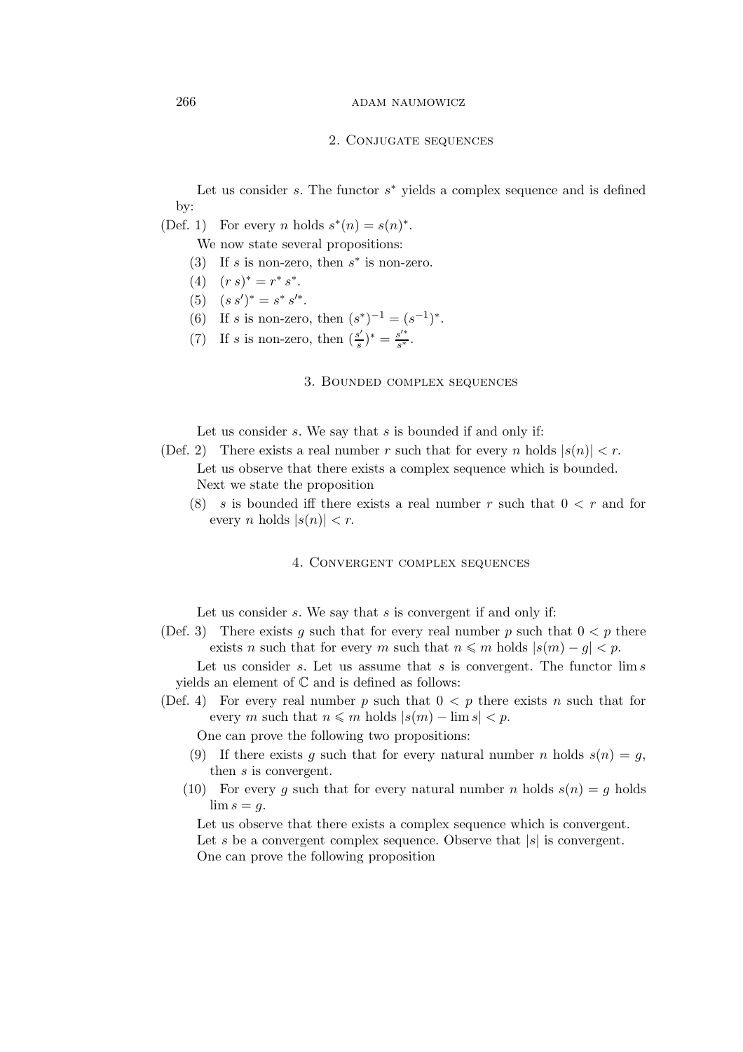## 2. Conjugate sequences

Let us consider $s$. The functor $s^*$ yields a complex sequence and is defined by:

(Def. 1) For every $n$ holds $s^*(n) = s(n)^*$.

We now state several propositions:

(3) If $s$ is non-zero, then $s^*$ is non-zero.

(4) $(r\, s)^* = r^*\, s^*$.

(5) $(s\, s')^* = s^*\, s'^*$.

(6) If $s$ is non-zero, then $(s^*)^{-1} = (s^{-1})^*$.

(7) If $s$ is non-zero, then $(\frac{s'}{s})^* = \frac{s'^*}{s^*}$.

## 3. Bounded complex sequences

Let us consider $s$. We say that $s$ is bounded if and only if:

(Def. 2) There exists a real number $r$ such that for every $n$ holds $|s(n)| < r$.

Let us observe that there exists a complex sequence which is bounded.

Next we state the proposition

(8) $s$ is bounded iff there exists a real number $r$ such that $0 < r$ and for every $n$ holds $|s(n)| < r$.

## 4. Convergent complex sequences

Let us consider $s$. We say that $s$ is convergent if and only if:

(Def. 3) There exists $g$ such that for every real number $p$ such that $0 < p$ there exists $n$ such that for every $m$ such that $n \leqslant m$ holds $|s(m) - g| < p$.

Let us consider $s$. Let us assume that $s$ is convergent. The functor $\lim s$ yields an element of $\mathbb{C}$ and is defined as follows:

(Def. 4) For every real number $p$ such that $0 < p$ there exists $n$ such that for every $m$ such that $n \leqslant m$ holds $|s(m) - \lim s| < p$.

One can prove the following two propositions:

(9) If there exists $g$ such that for every natural number $n$ holds $s(n) = g$, then $s$ is convergent.

(10) For every $g$ such that for every natural number $n$ holds $s(n) = g$ holds $\lim s = g$.

Let us observe that there exists a complex sequence which is convergent.

Let $s$ be a convergent complex sequence. Observe that $|s|$ is convergent.

One can prove the following proposition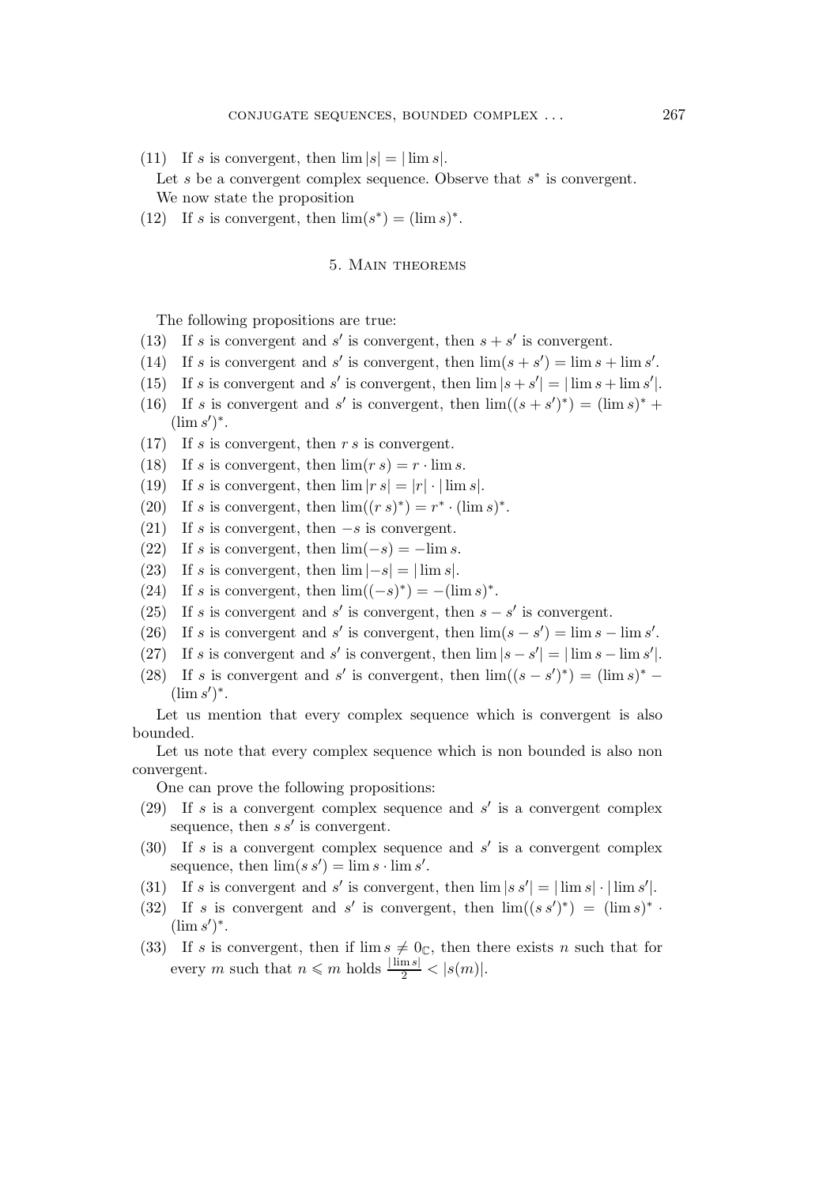(11) If $s$ is convergent, then $\lim |s| = |\lim s|$.

Let $s$ be a convergent complex sequence. Observe that $s^*$ is convergent.

We now state the proposition

(12) If $s$ is convergent, then $\lim(s^*) = (\lim s)^*$.

## 5. Main theorems

The following propositions are true:

(13) If $s$ is convergent and $s'$ is convergent, then $s + s'$ is convergent.

(14) If $s$ is convergent and $s'$ is convergent, then $\lim(s + s') = \lim s + \lim s'$.

(15) If $s$ is convergent and $s'$ is convergent, then $\lim |s + s'| = |\lim s + \lim s'|$.

(16) If $s$ is convergent and $s'$ is convergent, then $\lim((s + s')^*) = (\lim s)^* + (\lim s')^*$.

(17) If $s$ is convergent, then $r\, s$ is convergent.

(18) If $s$ is convergent, then $\lim(r\, s) = r \cdot \lim s$.

(19) If $s$ is convergent, then $\lim |r\, s| = |r| \cdot |\lim s|$.

(20) If $s$ is convergent, then $\lim((r\, s)^*) = r^* \cdot (\lim s)^*$.

(21) If $s$ is convergent, then $-s$ is convergent.

(22) If $s$ is convergent, then $\lim(-s) = -\lim s$.

(23) If $s$ is convergent, then $\lim |-s| = |\lim s|$.

(24) If $s$ is convergent, then $\lim((-s)^*) = -(\lim s)^*$.

(25) If $s$ is convergent and $s'$ is convergent, then $s - s'$ is convergent.

(26) If $s$ is convergent and $s'$ is convergent, then $\lim(s - s') = \lim s - \lim s'$.

(27) If $s$ is convergent and $s'$ is convergent, then $\lim |s - s'| = |\lim s - \lim s'|$.

(28) If $s$ is convergent and $s'$ is convergent, then $\lim((s - s')^*) = (\lim s)^* - (\lim s')^*$.

Let us mention that every complex sequence which is convergent is also bounded.

Let us note that every complex sequence which is non bounded is also non convergent.

One can prove the following propositions:

(29) If $s$ is a convergent complex sequence and $s'$ is a convergent complex sequence, then $s\, s'$ is convergent.

(30) If $s$ is a convergent complex sequence and $s'$ is a convergent complex sequence, then $\lim(s\, s') = \lim s \cdot \lim s'$.

(31) If $s$ is convergent and $s'$ is convergent, then $\lim |s\, s'| = |\lim s| \cdot |\lim s'|$.

(32) If $s$ is convergent and $s'$ is convergent, then $\lim((s\, s')^*) = (\lim s)^* \cdot (\lim s')^*$.

(33) If $s$ is convergent, then if $\lim s \neq 0_{\mathbb{C}}$, then there exists $n$ such that for every $m$ such that $n \leqslant m$ holds $\frac{|\lim s|}{2} < |s(m)|$.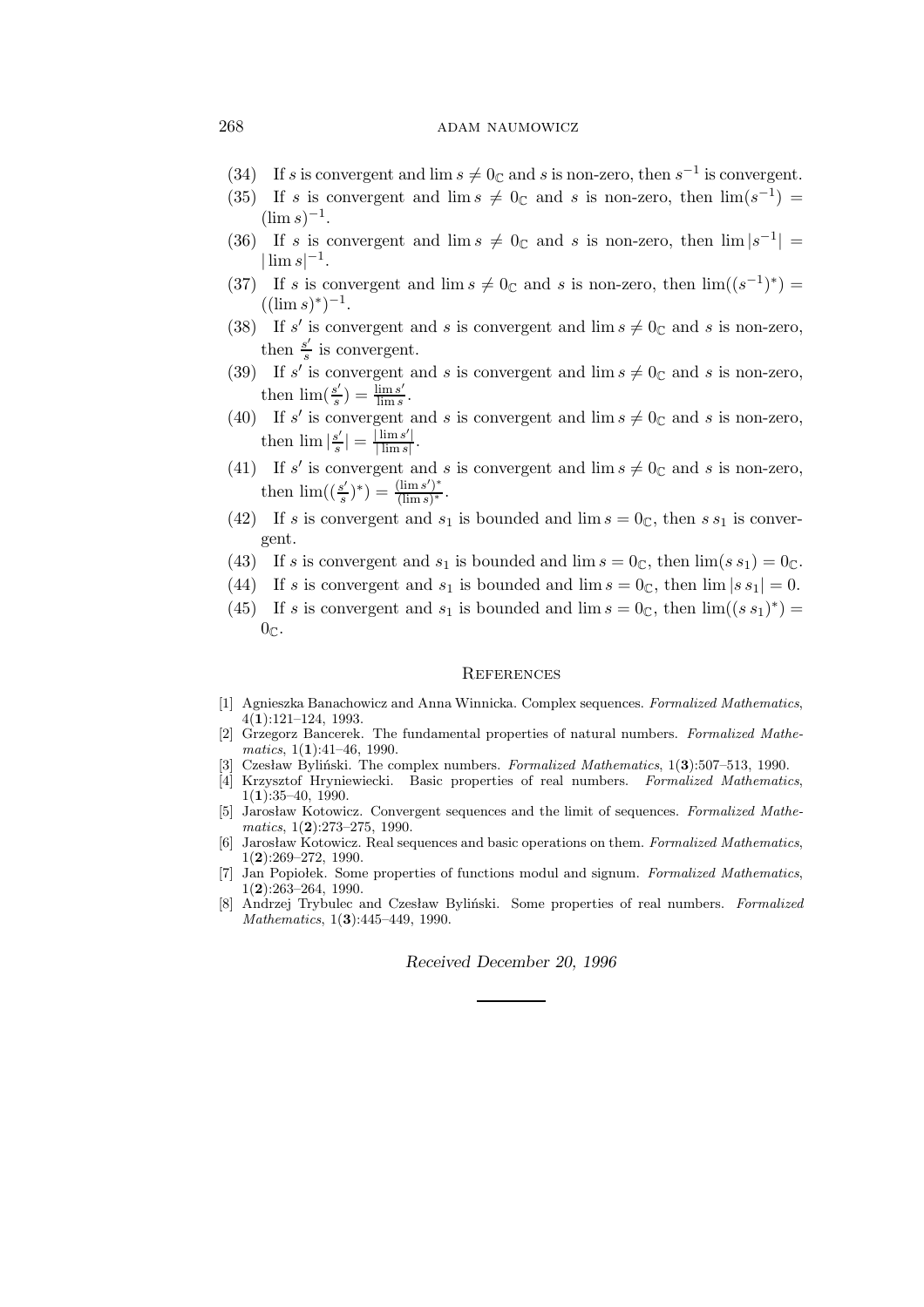(34) If $s$ is convergent and $\lim s \neq 0_{\mathbb{C}}$ and $s$ is non-zero, then $s^{-1}$ is convergent.

(35) If $s$ is convergent and $\lim s \neq 0_{\mathbb{C}}$ and $s$ is non-zero, then $\lim(s^{-1}) = (\lim s)^{-1}$.

(36) If $s$ is convergent and $\lim s \neq 0_{\mathbb{C}}$ and $s$ is non-zero, then $\lim |s^{-1}| = |\lim s|^{-1}$.

(37) If $s$ is convergent and $\lim s \neq 0_{\mathbb{C}}$ and $s$ is non-zero, then $\lim((s^{-1})^*) = ((\lim s)^*)^{-1}$.

(38) If $s'$ is convergent and $s$ is convergent and $\lim s \neq 0_{\mathbb{C}}$ and $s$ is non-zero, then $\frac{s'}{s}$ is convergent.

(39) If $s'$ is convergent and $s$ is convergent and $\lim s \neq 0_{\mathbb{C}}$ and $s$ is non-zero, then $\lim(\frac{s'}{s}) = \frac{\lim s'}{\lim s}$.

(40) If $s'$ is convergent and $s$ is convergent and $\lim s \neq 0_{\mathbb{C}}$ and $s$ is non-zero, then $\lim |\frac{s'}{s}| = \frac{|\lim s'|}{|\lim s|}$.

(41) If $s'$ is convergent and $s$ is convergent and $\lim s \neq 0_{\mathbb{C}}$ and $s$ is non-zero, then $\lim((\frac{s'}{s})^*) = \frac{(\lim s')^*}{(\lim s)^*}$.

(42) If $s$ is convergent and $s_1$ is bounded and $\lim s = 0_{\mathbb{C}}$, then $s\,s_1$ is convergent.

(43) If $s$ is convergent and $s_1$ is bounded and $\lim s = 0_{\mathbb{C}}$, then $\lim(s\,s_1) = 0_{\mathbb{C}}$.

(44) If $s$ is convergent and $s_1$ is bounded and $\lim s = 0_{\mathbb{C}}$, then $\lim |s\,s_1| = 0$.

(45) If $s$ is convergent and $s_1$ is bounded and $\lim s = 0_{\mathbb{C}}$, then $\lim((s\,s_1)^*) = 0_{\mathbb{C}}$.

## References

[1] Agnieszka Banachowicz and Anna Winnicka. Complex sequences. *Formalized Mathematics*, 4(**1**):121–124, 1993.

[2] Grzegorz Bancerek. The fundamental properties of natural numbers. *Formalized Mathematics*, 1(**1**):41–46, 1990.

[3] Czesław Byliński. The complex numbers. *Formalized Mathematics*, 1(**3**):507–513, 1990.

[4] Krzysztof Hryniewiecki. Basic properties of real numbers. *Formalized Mathematics*, 1(**1**):35–40, 1990.

[5] Jarosław Kotowicz. Convergent sequences and the limit of sequences. *Formalized Mathematics*, 1(**2**):273–275, 1990.

[6] Jarosław Kotowicz. Real sequences and basic operations on them. *Formalized Mathematics*, 1(**2**):269–272, 1990.

[7] Jan Popiołek. Some properties of functions modul and signum. *Formalized Mathematics*, 1(**2**):263–264, 1990.

[8] Andrzej Trybulec and Czesław Byliński. Some properties of real numbers. *Formalized Mathematics*, 1(**3**):445–449, 1990.

*Received December 20, 1996*